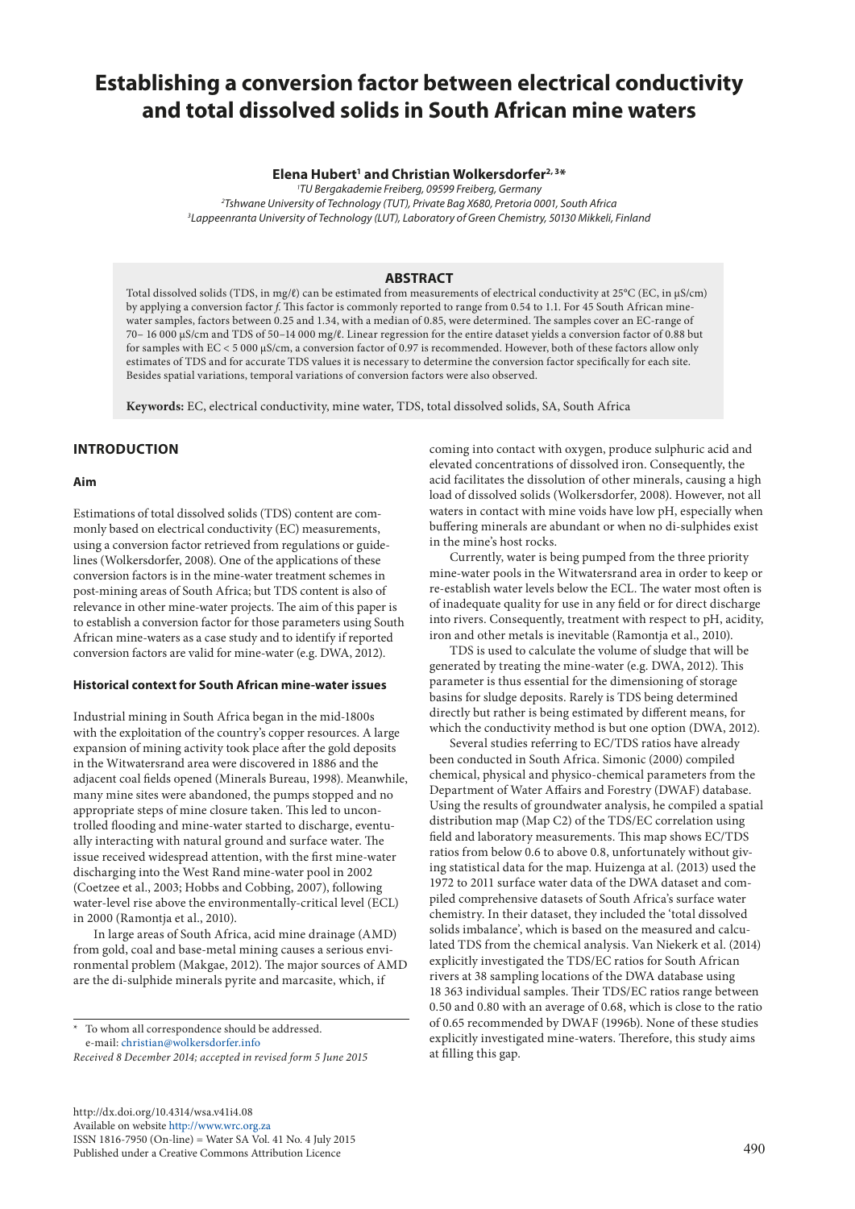# Establishing a conversion factor between electrical conductivity and total dissolved solids in South African mine waters

**Elena Hubert[1] and Christian Wolkersdorfer[2, 3*]**

[1]*TU Bergakademie Freiberg, 09599 Freiberg, Germany*
[2]*Tshwane University of Technology (TUT), Private Bag X680, Pretoria 0001, South Africa*
[3]*Lappeenranta University of Technology (LUT), Laboratory of Green Chemistry, 50130 Mikkeli, Finland*

## ABSTRACT

Total dissolved solids (TDS, in mg/ℓ) can be estimated from measurements of electrical conductivity at 25°C (EC, in µS/cm) by applying a conversion factor *f*. This factor is commonly reported to range from 0.54 to 1.1. For 45 South African mine-water samples, factors between 0.25 and 1.34, with a median of 0.85, were determined. The samples cover an EC-range of 70– 16 000 µS/cm and TDS of 50–14 000 mg/ℓ. Linear regression for the entire dataset yields a conversion factor of 0.88 but for samples with EC < 5 000 µS/cm, a conversion factor of 0.97 is recommended. However, both of these factors allow only estimates of TDS and for accurate TDS values it is necessary to determine the conversion factor specifically for each site. Besides spatial variations, temporal variations of conversion factors were also observed.

**Keywords:** EC, electrical conductivity, mine water, TDS, total dissolved solids, SA, South Africa

## INTRODUCTION

### Aim

Estimations of total dissolved solids (TDS) content are commonly based on electrical conductivity (EC) measurements, using a conversion factor retrieved from regulations or guidelines (Wolkersdorfer, 2008). One of the applications of these conversion factors is in the mine-water treatment schemes in post-mining areas of South Africa; but TDS content is also of relevance in other mine-water projects. The aim of this paper is to establish a conversion factor for those parameters using South African mine-waters as a case study and to identify if reported conversion factors are valid for mine-water (e.g. DWA, 2012).

### Historical context for South African mine-water issues

Industrial mining in South Africa began in the mid-1800s with the exploitation of the country's copper resources. A large expansion of mining activity took place after the gold deposits in the Witwatersrand area were discovered in 1886 and the adjacent coal fields opened (Minerals Bureau, 1998). Meanwhile, many mine sites were abandoned, the pumps stopped and no appropriate steps of mine closure taken. This led to uncontrolled flooding and mine-water started to discharge, eventually interacting with natural ground and surface water. The issue received widespread attention, with the first mine-water discharging into the West Rand mine-water pool in 2002 (Coetzee et al., 2003; Hobbs and Cobbing, 2007), following water-level rise above the environmentally-critical level (ECL) in 2000 (Ramontja et al., 2010).

In large areas of South Africa, acid mine drainage (AMD) from gold, coal and base-metal mining causes a serious environmental problem (Makgae, 2012). The major sources of AMD are the di-sulphide minerals pyrite and marcasite, which, if coming into contact with oxygen, produce sulphuric acid and elevated concentrations of dissolved iron. Consequently, the acid facilitates the dissolution of other minerals, causing a high load of dissolved solids (Wolkersdorfer, 2008). However, not all waters in contact with mine voids have low pH, especially when buffering minerals are abundant or when no di-sulphides exist in the mine's host rocks.

Currently, water is being pumped from the three priority mine-water pools in the Witwatersrand area in order to keep or re-establish water levels below the ECL. The water most often is of inadequate quality for use in any field or for direct discharge into rivers. Consequently, treatment with respect to pH, acidity, iron and other metals is inevitable (Ramontja et al., 2010).

TDS is used to calculate the volume of sludge that will be generated by treating the mine-water (e.g. DWA, 2012). This parameter is thus essential for the dimensioning of storage basins for sludge deposits. Rarely is TDS being determined directly but rather is being estimated by different means, for which the conductivity method is but one option (DWA, 2012).

Several studies referring to EC/TDS ratios have already been conducted in South Africa. Simonic (2000) compiled chemical, physical and physico-chemical parameters from the Department of Water Affairs and Forestry (DWAF) database. Using the results of groundwater analysis, he compiled a spatial distribution map (Map C2) of the TDS/EC correlation using field and laboratory measurements. This map shows EC/TDS ratios from below 0.6 to above 0.8, unfortunately without giving statistical data for the map. Huizenga at al. (2013) used the 1972 to 2011 surface water data of the DWA dataset and compiled comprehensive datasets of South Africa's surface water chemistry. In their dataset, they included the 'total dissolved solids imbalance', which is based on the measured and calculated TDS from the chemical analysis. Van Niekerk et al. (2014) explicitly investigated the TDS/EC ratios for South African rivers at 38 sampling locations of the DWA database using 18 363 individual samples. Their TDS/EC ratios range between 0.50 and 0.80 with an average of 0.68, which is close to the ratio of 0.65 recommended by DWAF (1996b). None of these studies explicitly investigated mine-waters. Therefore, this study aims at filling this gap.

\* To whom all correspondence should be addressed.
e-mail: christian@wolkersdorfer.info

*Received 8 December 2014; accepted in revised form 5 June 2015*

http://dx.doi.org/10.4314/wsa.v41i4.08
Available on website http://www.wrc.org.za
ISSN 1816-7950 (On-line) = Water SA Vol. 41 No. 4 July 2015
Published under a Creative Commons Attribution Licence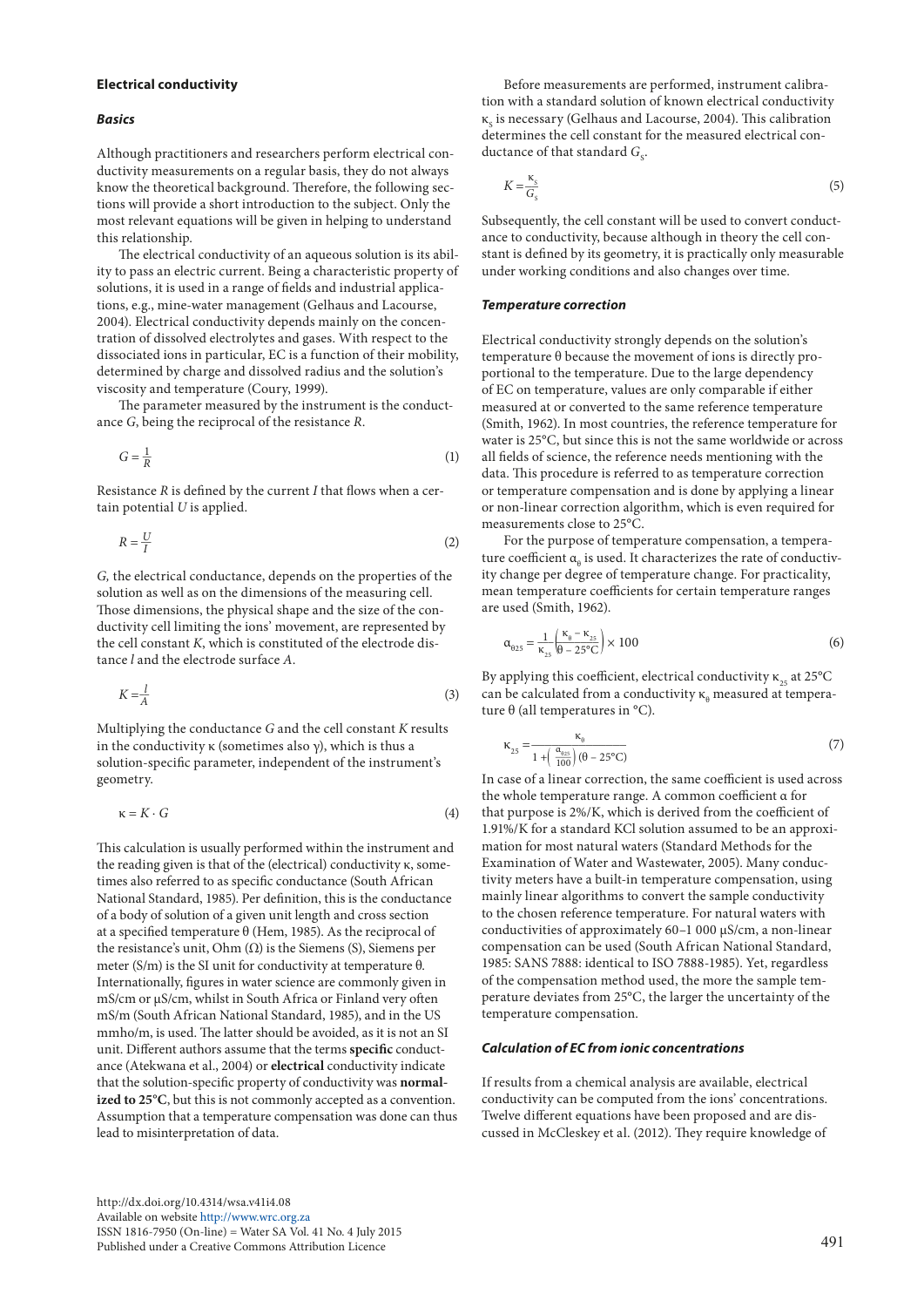## Electrical conductivity

### *Basics*

Although practitioners and researchers perform electrical conductivity measurements on a regular basis, they do not always know the theoretical background. Therefore, the following sections will provide a short introduction to the subject. Only the most relevant equations will be given in helping to understand this relationship.

The electrical conductivity of an aqueous solution is its ability to pass an electric current. Being a characteristic property of solutions, it is used in a range of fields and industrial applications, e.g., mine-water management (Gelhaus and Lacourse, 2004). Electrical conductivity depends mainly on the concentration of dissolved electrolytes and gases. With respect to the dissociated ions in particular, EC is a function of their mobility, determined by charge and dissolved radius and the solution's viscosity and temperature (Coury, 1999).

The parameter measured by the instrument is the conductance $G$, being the reciprocal of the resistance $R$.

$$G = \frac{1}{R} \tag{1}$$

Resistance $R$ is defined by the current $I$ that flows when a certain potential $U$ is applied.

$$R = \frac{U}{I} \tag{2}$$

$G$, the electrical conductance, depends on the properties of the solution as well as on the dimensions of the measuring cell. Those dimensions, the physical shape and the size of the conductivity cell limiting the ions' movement, are represented by the cell constant $K$, which is constituted of the electrode distance $l$ and the electrode surface $A$.

$$K = \frac{l}{A} \tag{3}$$

Multiplying the conductance $G$ and the cell constant $K$ results in the conductivity $\kappa$ (sometimes also $\gamma$), which is thus a solution-specific parameter, independent of the instrument's geometry.

$$\kappa = K \cdot G \tag{4}$$

This calculation is usually performed within the instrument and the reading given is that of the (electrical) conductivity $\kappa$, sometimes also referred to as specific conductance (South African National Standard, 1985). Per definition, this is the conductance of a body of solution of a given unit length and cross section at a specified temperature $\theta$ (Hem, 1985). As the reciprocal of the resistance's unit, Ohm ($\Omega$) is the Siemens (S), Siemens per meter (S/m) is the SI unit for conductivity at temperature $\theta$. Internationally, figures in water science are commonly given in mS/cm or µS/cm, whilst in South Africa or Finland very often mS/m (South African National Standard, 1985), and in the US mmho/m, is used. The latter should be avoided, as it is not an SI unit. Different authors assume that the terms **specific** conductance (Atekwana et al., 2004) or **electrical** conductivity indicate that the solution-specific property of conductivity was **normalized to 25°C**, but this is not commonly accepted as a convention. Assumption that a temperature compensation was done can thus lead to misinterpretation of data.

Before measurements are performed, instrument calibration with a standard solution of known electrical conductivity $\kappa_S$ is necessary (Gelhaus and Lacourse, 2004). This calibration determines the cell constant for the measured electrical conductance of that standard $G_S$.

$$K = \frac{\kappa_S}{G_S} \tag{5}$$

Subsequently, the cell constant will be used to convert conductance to conductivity, because although in theory the cell constant is defined by its geometry, it is practically only measurable under working conditions and also changes over time.

### *Temperature correction*

Electrical conductivity strongly depends on the solution's temperature $\theta$ because the movement of ions is directly proportional to the temperature. Due to the large dependency of EC on temperature, values are only comparable if either measured at or converted to the same reference temperature (Smith, 1962). In most countries, the reference temperature for water is 25°C, but since this is not the same worldwide or across all fields of science, the reference needs mentioning with the data. This procedure is referred to as temperature correction or temperature compensation and is done by applying a linear or non-linear correction algorithm, which is even required for measurements close to 25°C.

For the purpose of temperature compensation, a temperature coefficient $\alpha_\theta$ is used. It characterizes the rate of conductivity change per degree of temperature change. For practicality, mean temperature coefficients for certain temperature ranges are used (Smith, 1962).

$$\alpha_{\theta 25} = \frac{1}{\kappa_{25}} \left( \frac{\kappa_\theta - \kappa_{25}}{\theta - 25°C} \right) \times 100 \tag{6}$$

By applying this coefficient, electrical conductivity $\kappa_{25}$ at 25°C can be calculated from a conductivity $\kappa_\theta$ measured at temperature $\theta$ (all temperatures in °C).

$$\kappa_{25} = \frac{\kappa_\theta}{1 + \left( \frac{\alpha_{\theta 25}}{100} \right)(\theta - 25°C)} \tag{7}$$

In case of a linear correction, the same coefficient is used across the whole temperature range. A common coefficient $\alpha$ for that purpose is 2%/K, which is derived from the coefficient of 1.91%/K for a standard KCl solution assumed to be an approximation for most natural waters (Standard Methods for the Examination of Water and Wastewater, 2005). Many conductivity meters have a built-in temperature compensation, using mainly linear algorithms to convert the sample conductivity to the chosen reference temperature. For natural waters with conductivities of approximately 60–1 000 µS/cm, a non-linear compensation can be used (South African National Standard, 1985: SANS 7888: identical to ISO 7888-1985). Yet, regardless of the compensation method used, the more the sample temperature deviates from 25°C, the larger the uncertainty of the temperature compensation.

### *Calculation of EC from ionic concentrations*

If results from a chemical analysis are available, electrical conductivity can be computed from the ions' concentrations. Twelve different equations have been proposed and are discussed in McCleskey et al. (2012). They require knowledge of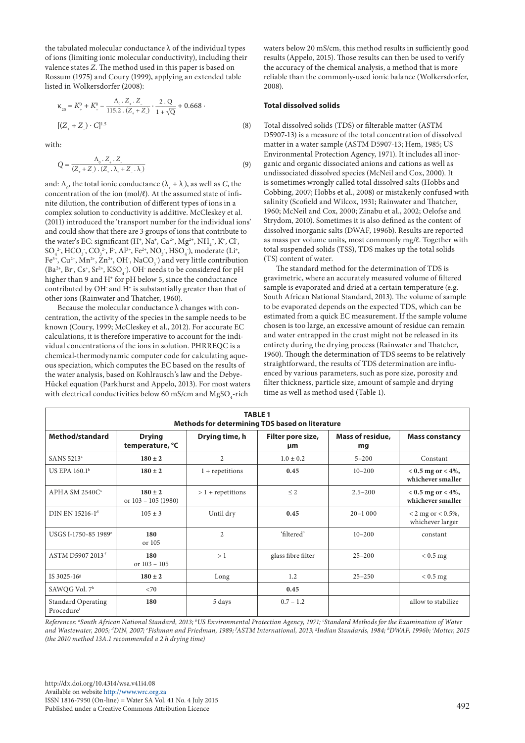the tabulated molecular conductance λ of the individual types of ions (limiting ionic molecular conductivity), including their valence states $Z$. The method used in this paper is based on Rossum (1975) and Coury (1999), applying an extended table listed in Wolkersdorfer (2008):

$$\kappa_{25} = K_+^0 + K_-^0 - \frac{\Lambda_0 \cdot Z_+ \cdot Z_-}{115.2 \cdot (Z_+ + Z_-)} \cdot \frac{2 \cdot Q}{1 + \sqrt{Q}} + 0.668 \cdot [(Z_+ + Z_-) \cdot C]^{1.5} \tag{8}$$

with:

$$Q = \frac{\Lambda_0 \cdot Z_+ \cdot Z_-}{(Z_+ + Z_-) \cdot (Z_+ \cdot \lambda_+ + Z_- \cdot \lambda_-)} \tag{9}$$

and: $\Lambda_0$, the total ionic conductance ($\lambda_+ + \lambda_-$), as well as $C$, the concentration of the ion (mol/ℓ). At the assumed state of infinite dilution, the contribution of different types of ions in a complex solution to conductivity is additive. McCleskey et al. (2011) introduced the 'transport number for the individual ions' and could show that there are 3 groups of ions that contribute to the water's EC: significant ($H^+$, $Na^+$, $Ca^{2+}$, $Mg^{2+}$, $NH_4^+$, $K^+$, $Cl^-$, $SO_4^{2-}$, $HCO_3^-$, $CO_3^{2-}$, $F^-$, $Al^{3+}$, $Fe^{2+}$, $NO_3^-$, $HSO_4^-$), moderate ($Li^+$, $Fe^{3+}$, $Cu^{2+}$, $Mn^{2+}$, $Zn^{2+}$, $OH^-$, $NaCO_3^-$) and very little contribution ($Ba^{2+}$, $Br^-$, $Cs^+$, $Sr^{2+}$, $KSO_4^-$). $OH^-$ needs to be considered for pH higher than 9 and $H^+$ for pH below 5, since the conductance contributed by $OH^-$ and $H^+$ is substantially greater than that of other ions (Rainwater and Thatcher, 1960).

Because the molecular conductance λ changes with concentration, the activity of the species in the sample needs to be known (Coury, 1999; McCleskey et al., 2012). For accurate EC calculations, it is therefore imperative to account for the individual concentrations of the ions in solution. PHRREQC is a chemical-thermodynamic computer code for calculating aqueous speciation, which computes the EC based on the results of the water analysis, based on Kohlrausch's law and the Debye-Hückel equation (Parkhurst and Appelo, 2013). For most waters with electrical conductivities below 60 mS/cm and $MgSO_4$-rich waters below 20 mS/cm, this method results in sufficiently good results (Appelo, 2015). Those results can then be used to verify the accuracy of the chemical analysis, a method that is more reliable than the commonly-used ionic balance (Wolkersdorfer, 2008).

### Total dissolved solids

Total dissolved solids (TDS) or filterable matter (ASTM D5907-13) is a measure of the total concentration of dissolved matter in a water sample (ASTM D5907-13; Hem, 1985; US Environmental Protection Agency, 1971). It includes all inorganic and organic dissociated anions and cations as well as undissociated dissolved species (McNeil and Cox, 2000). It is sometimes wrongly called total dissolved salts (Hobbs and Cobbing, 2007; Hobbs et al., 2008) or mistakenly confused with salinity (Scofield and Wilcox, 1931; Rainwater and Thatcher, 1960; McNeil and Cox, 2000; Zinabu et al., 2002; Oelofse and Strydom, 2010). Sometimes it is also defined as the content of dissolved inorganic salts (DWAF, 1996b). Results are reported as mass per volume units, most commonly mg/ℓ. Together with total suspended solids (TSS), TDS makes up the total solids (TS) content of water.

The standard method for the determination of TDS is gravimetric, where an accurately measured volume of filtered sample is evaporated and dried at a certain temperature (e.g. South African National Standard, 2013). The volume of sample to be evaporated depends on the expected TDS, which can be estimated from a quick EC measurement. If the sample volume chosen is too large, an excessive amount of residue can remain and water entrapped in the crust might not be released in its entirety during the drying process (Rainwater and Thatcher, 1960). Though the determination of TDS seems to be relatively straightforward, the results of TDS determination are influenced by various parameters, such as pore size, porosity and filter thickness, particle size, amount of sample and drying time as well as method used (Table 1).

**TABLE 1**
**Methods for determining TDS based on literature**

| Method/standard | Drying temperature, °C | Drying time, h | Filter pore size, µm | Mass of residue, mg | Mass constancy |
|---|---|---|---|---|---|
| SANS 5213[a] | **180 ± 2** | 2 | 1.0 ± 0.2 | 5–200 | Constant |
| US EPA 160.1[b] | **180 ± 2** | 1 + repetitions | **0.45** | 10–200 | **< 0.5 mg or < 4%, whichever smaller** |
| APHA SM 2540C[c] | **180 ± 2** or 103 – 105 (1980) | > 1 + repetitions | ≤ 2 | 2.5–200 | **< 0.5 mg or < 4%, whichever smaller** |
| DIN EN 15216-1[d] | 105 ± 3 | Until dry | **0.45** | 20–1 000 | < 2 mg or < 0.5%, whichever larger |
| USGS I-1750-85 1989[e] | **180** or 105 | 2 | 'filtered' | 10–200 | constant |
| ASTM D5907 2013[f] | **180** or 103 – 105 | > 1 | glass fibre filter | 25–200 | < 0.5 mg |
| IS 3025-16[g] | **180 ± 2** | Long | 1.2 | 25–250 | < 0.5 mg |
| SAWQG Vol. 7[h] | <70 | | **0.45** | | |
| Standard Operating Procedure[i] | **180** | 5 days | 0.7 – 1.2 | | allow to stabilize |

*References: [a]South African National Standard, 2013; [b]US Environmental Protection Agency, 1971; [c]Standard Methods for the Examination of Water and Wastewater, 2005; [d]DIN, 2007; [e]Fishman and Friedman, 1989; [f]ASTM International, 2013; [g]Indian Standards, 1984; [h]DWAF, 1996b; [i]Motter, 2015 (the 2010 method 13A.1 recommended a 2 h drying time)*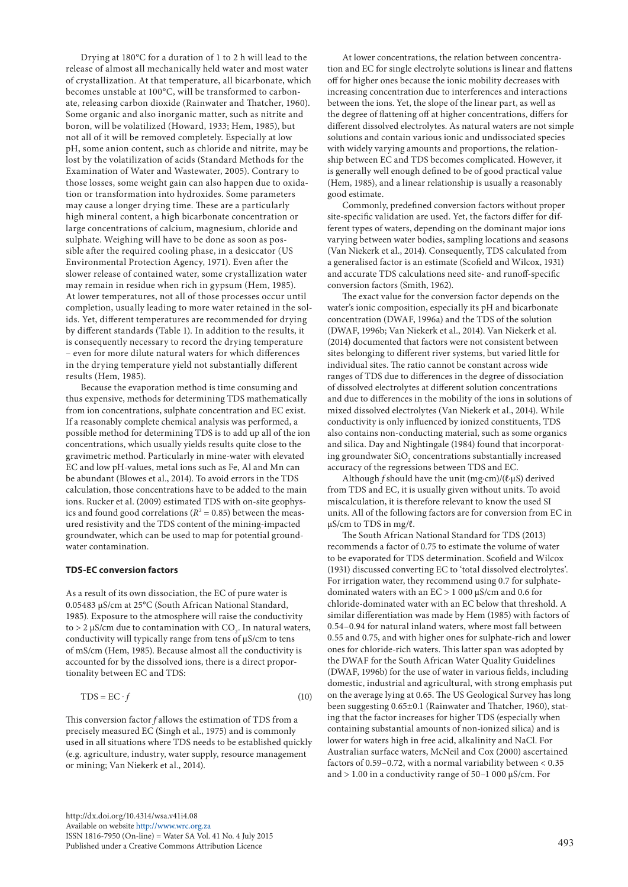Drying at 180°C for a duration of 1 to 2 h will lead to the release of almost all mechanically held water and most water of crystallization. At that temperature, all bicarbonate, which becomes unstable at 100°C, will be transformed to carbonate, releasing carbon dioxide (Rainwater and Thatcher, 1960). Some organic and also inorganic matter, such as nitrite and boron, will be volatilized (Howard, 1933; Hem, 1985), but not all of it will be removed completely. Especially at low pH, some anion content, such as chloride and nitrite, may be lost by the volatilization of acids (Standard Methods for the Examination of Water and Wastewater, 2005). Contrary to those losses, some weight gain can also happen due to oxidation or transformation into hydroxides. Some parameters may cause a longer drying time. These are a particularly high mineral content, a high bicarbonate concentration or large concentrations of calcium, magnesium, chloride and sulphate. Weighing will have to be done as soon as possible after the required cooling phase, in a desiccator (US Environmental Protection Agency, 1971). Even after the slower release of contained water, some crystallization water may remain in residue when rich in gypsum (Hem, 1985). At lower temperatures, not all of those processes occur until completion, usually leading to more water retained in the solids. Yet, different temperatures are recommended for drying by different standards (Table 1). In addition to the results, it is consequently necessary to record the drying temperature – even for more dilute natural waters for which differences in the drying temperature yield not substantially different results (Hem, 1985).

Because the evaporation method is time consuming and thus expensive, methods for determining TDS mathematically from ion concentrations, sulphate concentration and EC exist. If a reasonably complete chemical analysis was performed, a possible method for determining TDS is to add up all of the ion concentrations, which usually yields results quite close to the gravimetric method. Particularly in mine-water with elevated EC and low pH-values, metal ions such as Fe, Al and Mn can be abundant (Blowes et al., 2014). To avoid errors in the TDS calculation, those concentrations have to be added to the main ions. Rucker et al. (2009) estimated TDS with on-site geophysics and found good correlations ($R^2 = 0.85$) between the measured resistivity and the TDS content of the mining-impacted groundwater, which can be used to map for potential groundwater contamination.

### TDS-EC conversion factors

As a result of its own dissociation, the EC of pure water is 0.05483 µS/cm at 25°C (South African National Standard, 1985). Exposure to the atmosphere will raise the conductivity to > 2 µS/cm due to contamination with $CO_2$. In natural waters, conductivity will typically range from tens of µS/cm to tens of mS/cm (Hem, 1985). Because almost all the conductivity is accounted for by the dissolved ions, there is a direct proportionality between EC and TDS:

$$\text{TDS} = \text{EC} \cdot f \tag{10}$$

This conversion factor $f$ allows the estimation of TDS from a precisely measured EC (Singh et al., 1975) and is commonly used in all situations where TDS needs to be established quickly (e.g. agriculture, industry, water supply, resource management or mining; Van Niekerk et al., 2014).

At lower concentrations, the relation between concentration and EC for single electrolyte solutions is linear and flattens off for higher ones because the ionic mobility decreases with increasing concentration due to interferences and interactions between the ions. Yet, the slope of the linear part, as well as the degree of flattening off at higher concentrations, differs for different dissolved electrolytes. As natural waters are not simple solutions and contain various ionic and undissociated species with widely varying amounts and proportions, the relationship between EC and TDS becomes complicated. However, it is generally well enough defined to be of good practical value (Hem, 1985), and a linear relationship is usually a reasonably good estimate.

Commonly, predefined conversion factors without proper site-specific validation are used. Yet, the factors differ for different types of waters, depending on the dominant major ions varying between water bodies, sampling locations and seasons (Van Niekerk et al., 2014). Consequently, TDS calculated from a generalised factor is an estimate (Scofield and Wilcox, 1931) and accurate TDS calculations need site- and runoff-specific conversion factors (Smith, 1962).

The exact value for the conversion factor depends on the water's ionic composition, especially its pH and bicarbonate concentration (DWAF, 1996a) and the TDS of the solution (DWAF, 1996b; Van Niekerk et al., 2014). Van Niekerk et al. (2014) documented that factors were not consistent between sites belonging to different river systems, but varied little for individual sites. The ratio cannot be constant across wide ranges of TDS due to differences in the degree of dissociation of dissolved electrolytes at different solution concentrations and due to differences in the mobility of the ions in solutions of mixed dissolved electrolytes (Van Niekerk et al., 2014). While conductivity is only influenced by ionized constituents, TDS also contains non-conducting material, such as some organics and silica. Day and Nightingale (1984) found that incorporating groundwater $SiO_2$ concentrations substantially increased accuracy of the regressions between TDS and EC.

Although $f$ should have the unit (mg·cm)/(ℓ·µS) derived from TDS and EC, it is usually given without units. To avoid miscalculation, it is therefore relevant to know the used SI units. All of the following factors are for conversion from EC in µS/cm to TDS in mg/ℓ.

The South African National Standard for TDS (2013) recommends a factor of 0.75 to estimate the volume of water to be evaporated for TDS determination. Scofield and Wilcox (1931) discussed converting EC to 'total dissolved electrolytes'. For irrigation water, they recommend using 0.7 for sulphate-dominated waters with an EC > 1 000 µS/cm and 0.6 for chloride-dominated water with an EC below that threshold. A similar differentiation was made by Hem (1985) with factors of 0.54–0.94 for natural inland waters, where most fall between 0.55 and 0.75, and with higher ones for sulphate-rich and lower ones for chloride-rich waters. This latter span was adopted by the DWAF for the South African Water Quality Guidelines (DWAF, 1996b) for the use of water in various fields, including domestic, industrial and agricultural, with strong emphasis put on the average lying at 0.65. The US Geological Survey has long been suggesting 0.65±0.1 (Rainwater and Thatcher, 1960), stating that the factor increases for higher TDS (especially when containing substantial amounts of non-ionized silica) and is lower for waters high in free acid, alkalinity and NaCl. For Australian surface waters, McNeil and Cox (2000) ascertained factors of 0.59–0.72, with a normal variability between < 0.35 and > 1.00 in a conductivity range of 50–1 000 µS/cm. For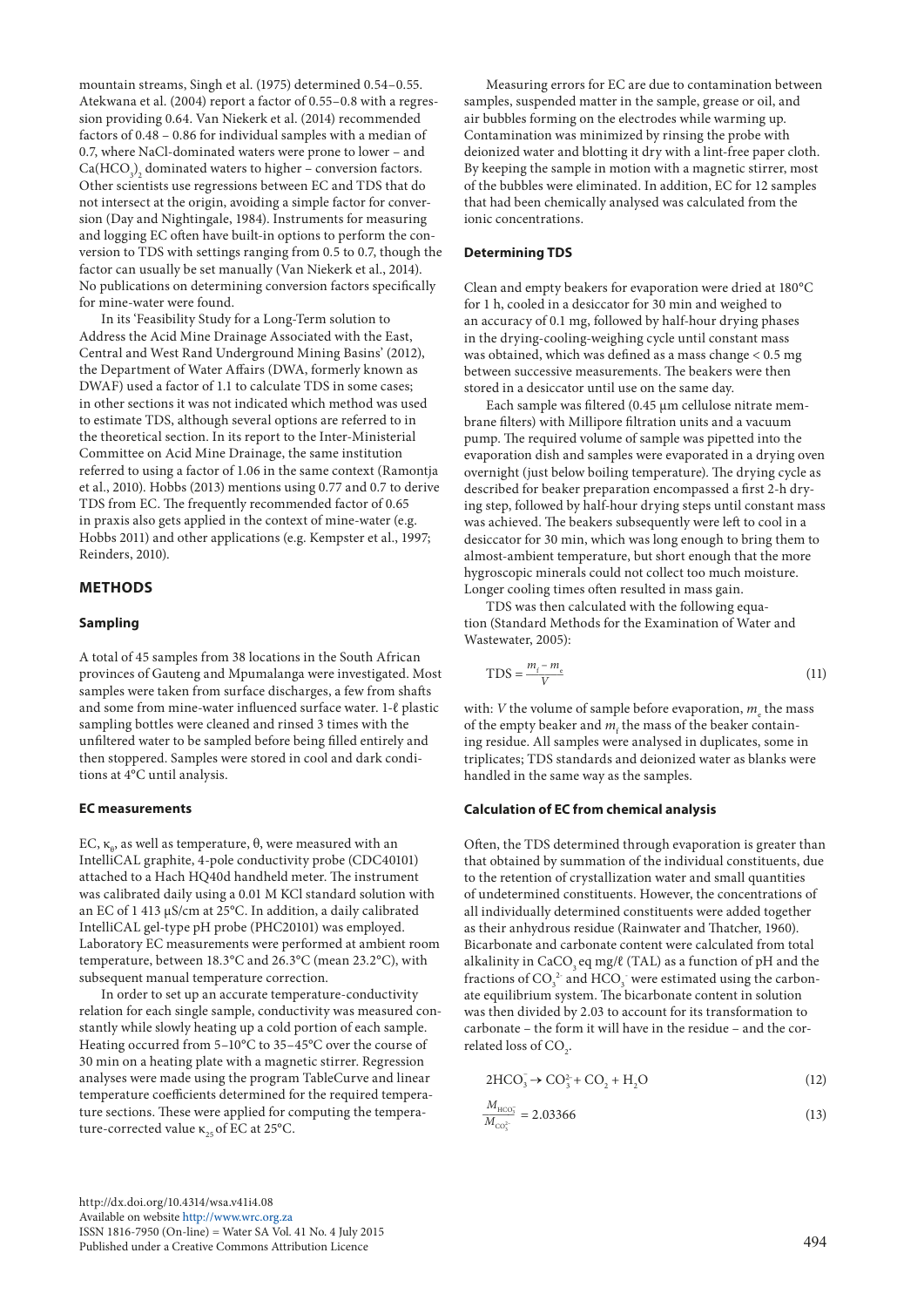mountain streams, Singh et al. (1975) determined 0.54–0.55. Atekwana et al. (2004) report a factor of 0.55–0.8 with a regression providing 0.64. Van Niekerk et al. (2014) recommended factors of 0.48 – 0.86 for individual samples with a median of 0.7, where NaCl-dominated waters were prone to lower – and $Ca(HCO_3)_2$ dominated waters to higher – conversion factors. Other scientists use regressions between EC and TDS that do not intersect at the origin, avoiding a simple factor for conversion (Day and Nightingale, 1984). Instruments for measuring and logging EC often have built-in options to perform the conversion to TDS with settings ranging from 0.5 to 0.7, though the factor can usually be set manually (Van Niekerk et al., 2014). No publications on determining conversion factors specifically for mine-water were found.

In its 'Feasibility Study for a Long-Term solution to Address the Acid Mine Drainage Associated with the East, Central and West Rand Underground Mining Basins' (2012), the Department of Water Affairs (DWA, formerly known as DWAF) used a factor of 1.1 to calculate TDS in some cases; in other sections it was not indicated which method was used to estimate TDS, although several options are referred to in the theoretical section. In its report to the Inter-Ministerial Committee on Acid Mine Drainage, the same institution referred to using a factor of 1.06 in the same context (Ramontja et al., 2010). Hobbs (2013) mentions using 0.77 and 0.7 to derive TDS from EC. The frequently recommended factor of 0.65 in praxis also gets applied in the context of mine-water (e.g. Hobbs 2011) and other applications (e.g. Kempster et al., 1997; Reinders, 2010).

## METHODS

### Sampling

A total of 45 samples from 38 locations in the South African provinces of Gauteng and Mpumalanga were investigated. Most samples were taken from surface discharges, a few from shafts and some from mine-water influenced surface water. 1-ℓ plastic sampling bottles were cleaned and rinsed 3 times with the unfiltered water to be sampled before being filled entirely and then stoppered. Samples were stored in cool and dark conditions at 4°C until analysis.

### EC measurements

EC, $\kappa_\theta$, as well as temperature, θ, were measured with an IntelliCAL graphite, 4-pole conductivity probe (CDC40101) attached to a Hach HQ40d handheld meter. The instrument was calibrated daily using a 0.01 M KCl standard solution with an EC of 1 413 µS/cm at 25°C. In addition, a daily calibrated IntelliCAL gel-type pH probe (PHC20101) was employed. Laboratory EC measurements were performed at ambient room temperature, between 18.3°C and 26.3°C (mean 23.2°C), with subsequent manual temperature correction.

In order to set up an accurate temperature-conductivity relation for each single sample, conductivity was measured constantly while slowly heating up a cold portion of each sample. Heating occurred from 5–10°C to 35–45°C over the course of 30 min on a heating plate with a magnetic stirrer. Regression analyses were made using the program TableCurve and linear temperature coefficients determined for the required temperature sections. These were applied for computing the temperature-corrected value $\kappa_{25}$ of EC at 25°C.

Measuring errors for EC are due to contamination between samples, suspended matter in the sample, grease or oil, and air bubbles forming on the electrodes while warming up. Contamination was minimized by rinsing the probe with deionized water and blotting it dry with a lint-free paper cloth. By keeping the sample in motion with a magnetic stirrer, most of the bubbles were eliminated. In addition, EC for 12 samples that had been chemically analysed was calculated from the ionic concentrations.

### Determining TDS

Clean and empty beakers for evaporation were dried at 180°C for 1 h, cooled in a desiccator for 30 min and weighed to an accuracy of 0.1 mg, followed by half-hour drying phases in the drying-cooling-weighing cycle until constant mass was obtained, which was defined as a mass change < 0.5 mg between successive measurements. The beakers were then stored in a desiccator until use on the same day.

Each sample was filtered (0.45 µm cellulose nitrate membrane filters) with Millipore filtration units and a vacuum pump. The required volume of sample was pipetted into the evaporation dish and samples were evaporated in a drying oven overnight (just below boiling temperature). The drying cycle as described for beaker preparation encompassed a first 2-h drying step, followed by half-hour drying steps until constant mass was achieved. The beakers subsequently were left to cool in a desiccator for 30 min, which was long enough to bring them to almost-ambient temperature, but short enough that the more hygroscopic minerals could not collect too much moisture. Longer cooling times often resulted in mass gain.

TDS was then calculated with the following equation (Standard Methods for the Examination of Water and Wastewater, 2005):

$$TDS = \frac{m_f - m_e}{V} \tag{11}$$

with: $V$ the volume of sample before evaporation, $m_e$ the mass of the empty beaker and $m_f$ the mass of the beaker containing residue. All samples were analysed in duplicates, some in triplicates; TDS standards and deionized water as blanks were handled in the same way as the samples.

### Calculation of EC from chemical analysis

Often, the TDS determined through evaporation is greater than that obtained by summation of the individual constituents, due to the retention of crystallization water and small quantities of undetermined constituents. However, the concentrations of all individually determined constituents were added together as their anhydrous residue (Rainwater and Thatcher, 1960). Bicarbonate and carbonate content were calculated from total alkalinity in $CaCO_3$ eq mg/ℓ (TAL) as a function of pH and the fractions of $CO_3^{2-}$ and $HCO_3^-$ were estimated using the carbonate equilibrium system. The bicarbonate content in solution was then divided by 2.03 to account for its transformation to carbonate – the form it will have in the residue – and the correlated loss of $CO_2$.

$$2HCO_3^- \rightarrow CO_3^{2-} + CO_2 + H_2O \tag{12}$$

$$\frac{M_{HCO_3^-}}{M_{CO_3^{2-}}} = 2.03366 \tag{13}$$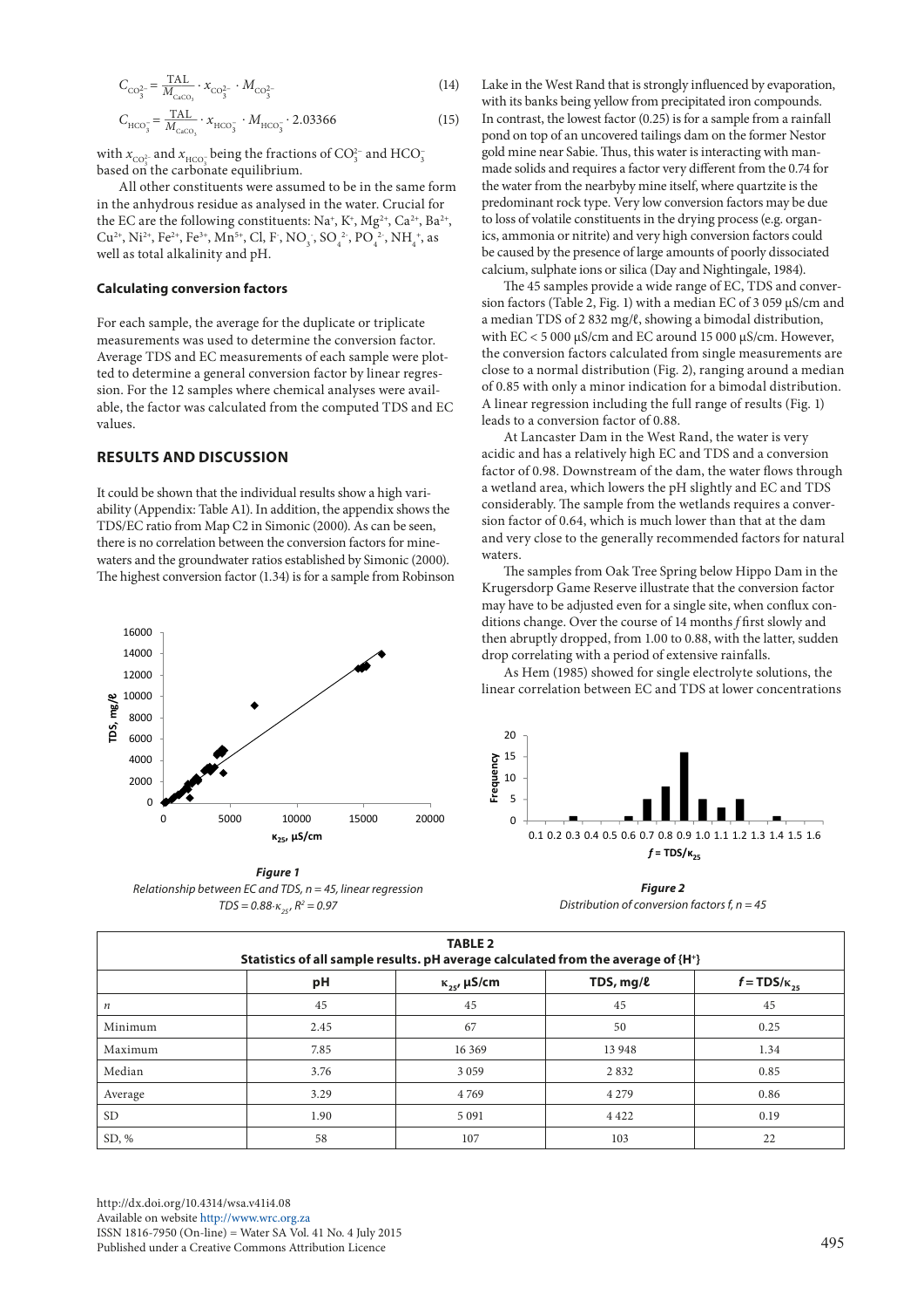$$C_{CO_3^{2-}} = \frac{TAL}{M_{CaCO_3}} \cdot x_{CO_3^{2-}} \cdot M_{CO_3^{2-}} \tag{14}$$

$$C_{HCO_3^-} = \frac{TAL}{M_{CaCO_3}} \cdot x_{HCO_3^-} \cdot M_{HCO_3^-} \cdot 2.03366 \tag{15}$$

with $x_{CO_3^{2-}}$ and $x_{HCO_3^-}$ being the fractions of $CO_3^{2-}$ and $HCO_3^-$ based on the carbonate equilibrium.

All other constituents were assumed to be in the same form in the anhydrous residue as analysed in the water. Crucial for the EC are the following constituents: $Na^+$, $K^+$, $Mg^{2+}$, $Ca^{2+}$, $Ba^{2+}$, $Cu^{2+}$, $Ni^{2+}$, $Fe^{2+}$, $Fe^{3+}$, $Mn^{5+}$, Cl, $F^-$, $NO_3^-$, $SO_4^{2-}$, $PO_4^{2-}$, $NH_4^+$, as well as total alkalinity and pH.

### Calculating conversion factors

For each sample, the average for the duplicate or triplicate measurements was used to determine the conversion factor. Average TDS and EC measurements of each sample were plotted to determine a general conversion factor by linear regression. For the 12 samples where chemical analyses were available, the factor was calculated from the computed TDS and EC values.

## RESULTS AND DISCUSSION

It could be shown that the individual results show a high variability (Appendix: Table A1). In addition, the appendix shows the TDS/EC ratio from Map C2 in Simonic (2000). As can be seen, there is no correlation between the conversion factors for minewaters and the groundwater ratios established by Simonic (2000). The highest conversion factor (1.34) is for a sample from Robinson Lake in the West Rand that is strongly influenced by evaporation, with its banks being yellow from precipitated iron compounds. In contrast, the lowest factor (0.25) is for a sample from a rainfall pond on top of an uncovered tailings dam on the former Nestor gold mine near Sabie. Thus, this water is interacting with manmade solids and requires a factor very different from the 0.74 for the water from the nearbyby mine itself, where quartzite is the predominant rock type. Very low conversion factors may be due to loss of volatile constituents in the drying process (e.g. organics, ammonia or nitrite) and very high conversion factors could be caused by the presence of large amounts of poorly dissociated calcium, sulphate ions or silica (Day and Nightingale, 1984).

The 45 samples provide a wide range of EC, TDS and conversion factors (Table 2, Fig. 1) with a median EC of 3 059 µS/cm and a median TDS of 2 832 mg/ℓ, showing a bimodal distribution, with EC < 5 000 µS/cm and EC around 15 000 µS/cm. However, the conversion factors calculated from single measurements are close to a normal distribution (Fig. 2), ranging around a median of 0.85 with only a minor indication for a bimodal distribution. A linear regression including the full range of results (Fig. 1) leads to a conversion factor of 0.88.

At Lancaster Dam in the West Rand, the water is very acidic and has a relatively high EC and TDS and a conversion factor of 0.98. Downstream of the dam, the water flows through a wetland area, which lowers the pH slightly and EC and TDS considerably. The sample from the wetlands requires a conversion factor of 0.64, which is much lower than that at the dam and very close to the generally recommended factors for natural waters.

The samples from Oak Tree Spring below Hippo Dam in the Krugersdorp Game Reserve illustrate that the conversion factor may have to be adjusted even for a single site, when conflux conditions change. Over the course of 14 months *f* first slowly and then abruptly dropped, from 1.00 to 0.88, with the latter, sudden drop correlating with a period of extensive rainfalls.

As Hem (1985) showed for single electrolyte solutions, the linear correlation between EC and TDS at lower concentrations

***Figure 1***
*Relationship between EC and TDS, n = 45, linear regression $TDS = 0.88 \cdot \kappa_{25}$, $R^2 = 0.97$*

***Figure 2***
*Distribution of conversion factors f, n = 45*

**TABLE 2**
**Statistics of all sample results. pH average calculated from the average of {H⁺}**

| | pH | $\kappa_{25}$, µS/cm | TDS, mg/ℓ | $f = TDS/\kappa_{25}$ |
|---|---|---|---|---|
| *n* | 45 | 45 | 45 | 45 |
| Minimum | 2.45 | 67 | 50 | 0.25 |
| Maximum | 7.85 | 16 369 | 13 948 | 1.34 |
| Median | 3.76 | 3 059 | 2 832 | 0.85 |
| Average | 3.29 | 4 769 | 4 279 | 0.86 |
| SD | 1.90 | 5 091 | 4 422 | 0.19 |
| SD, % | 58 | 107 | 103 | 22 |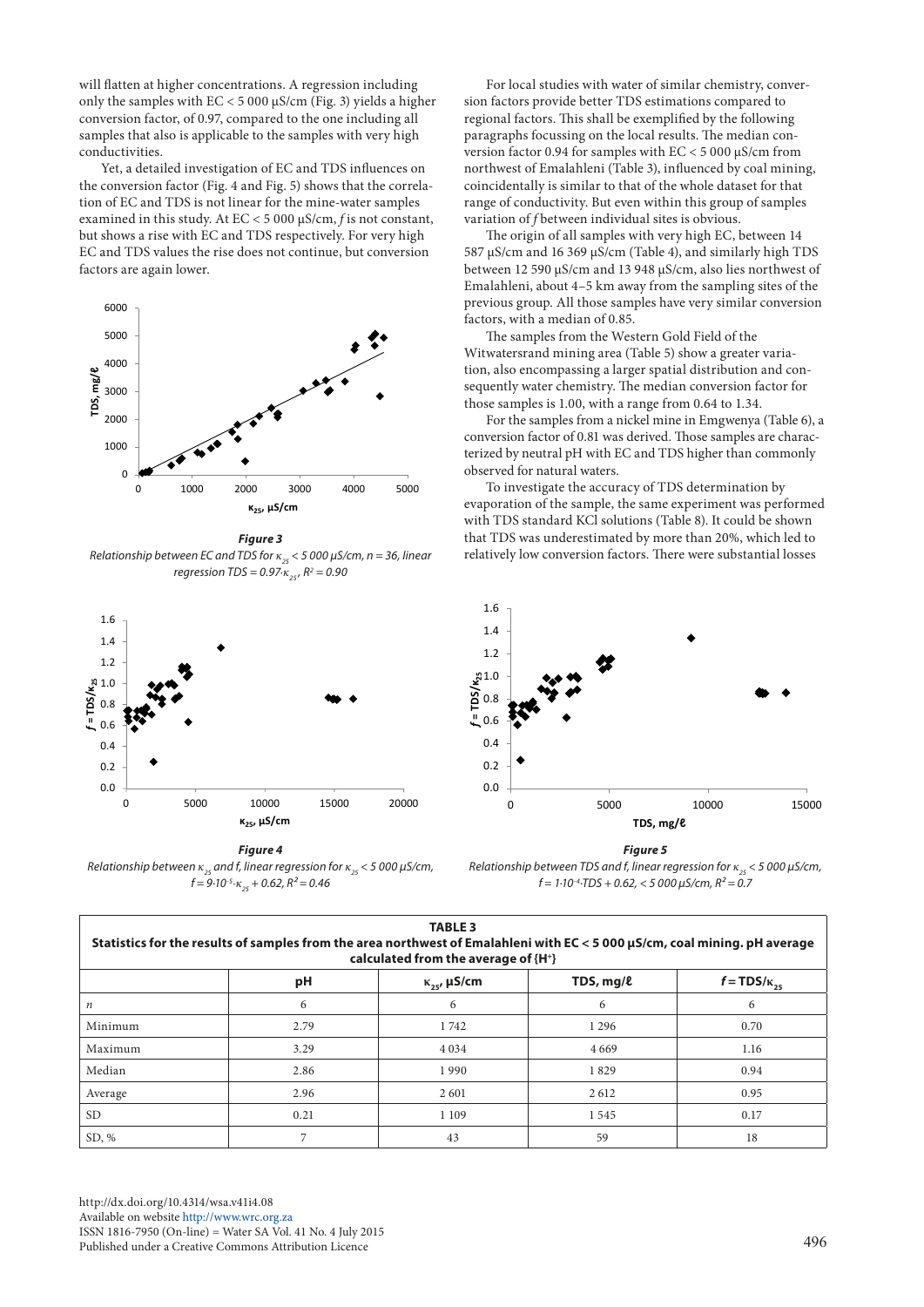will flatten at higher concentrations. A regression including only the samples with EC < 5 000 µS/cm (Fig. 3) yields a higher conversion factor, of 0.97, compared to the one including all samples that also is applicable to the samples with very high conductivities.

Yet, a detailed investigation of EC and TDS influences on the conversion factor (Fig. 4 and Fig. 5) shows that the correlation of EC and TDS is not linear for the mine-water samples examined in this study. At EC < 5 000 µS/cm, *f* is not constant, but shows a rise with EC and TDS respectively. For very high EC and TDS values the rise does not continue, but conversion factors are again lower.

***Figure 3***
*Relationship between EC and TDS for $\kappa_{25}$ < 5 000 µS/cm, n = 36, linear regression TDS = 0.97·$\kappa_{25}$, $R^2$ = 0.90*

***Figure 4***
*Relationship between $\kappa_{25}$ and f, linear regression for $\kappa_{25}$ < 5 000 µS/cm, $f = 9{\cdot}10^{-5}{\cdot}\kappa_{25} + 0.62$, $R^2$ = 0.46*

***Figure 5***
*Relationship between TDS and f, linear regression for $\kappa_{25}$ < 5 000 µS/cm, $f = 1{\cdot}10^{-4}{\cdot}TDS + 0.62$, < 5 000 µS/cm, $R^2$ = 0.7*

For local studies with water of similar chemistry, conversion factors provide better TDS estimations compared to regional factors. This shall be exemplified by the following paragraphs focussing on the local results. The median conversion factor 0.94 for samples with EC < 5 000 µS/cm from northwest of Emalahleni (Table 3), influenced by coal mining, coincidentally is similar to that of the whole dataset for that range of conductivity. But even within this group of samples variation of *f* between individual sites is obvious.

The origin of all samples with very high EC, between 14 587 µS/cm and 16 369 µS/cm (Table 4), and similarly high TDS between 12 590 µS/cm and 13 948 µS/cm, also lies northwest of Emalahleni, about 4–5 km away from the sampling sites of the previous group. All those samples have very similar conversion factors, with a median of 0.85.

The samples from the Western Gold Field of the Witwatersrand mining area (Table 5) show a greater variation, also encompassing a larger spatial distribution and consequently water chemistry. The median conversion factor for those samples is 1.00, with a range from 0.64 to 1.34.

For the samples from a nickel mine in Emgwenya (Table 6), a conversion factor of 0.81 was derived. Those samples are characterized by neutral pH with EC and TDS higher than commonly observed for natural waters.

To investigate the accuracy of TDS determination by evaporation of the sample, the same experiment was performed with TDS standard KCl solutions (Table 8). It could be shown that TDS was underestimated by more than 20%, which led to relatively low conversion factors. There were substantial losses

**TABLE 3**
**Statistics for the results of samples from the area northwest of Emalahleni with EC < 5 000 µS/cm, coal mining. pH average calculated from the average of {H⁺}**

| | pH | $\kappa_{25}$, µS/cm | TDS, mg/ℓ | $f$ = TDS/$\kappa_{25}$ |
|---|---|---|---|---|
| *n* | 6 | 6 | 6 | 6 |
| Minimum | 2.79 | 1 742 | 1 296 | 0.70 |
| Maximum | 3.29 | 4 034 | 4 669 | 1.16 |
| Median | 2.86 | 1 990 | 1 829 | 0.94 |
| Average | 2.96 | 2 601 | 2 612 | 0.95 |
| SD | 0.21 | 1 109 | 1 545 | 0.17 |
| SD, % | 7 | 43 | 59 | 18 |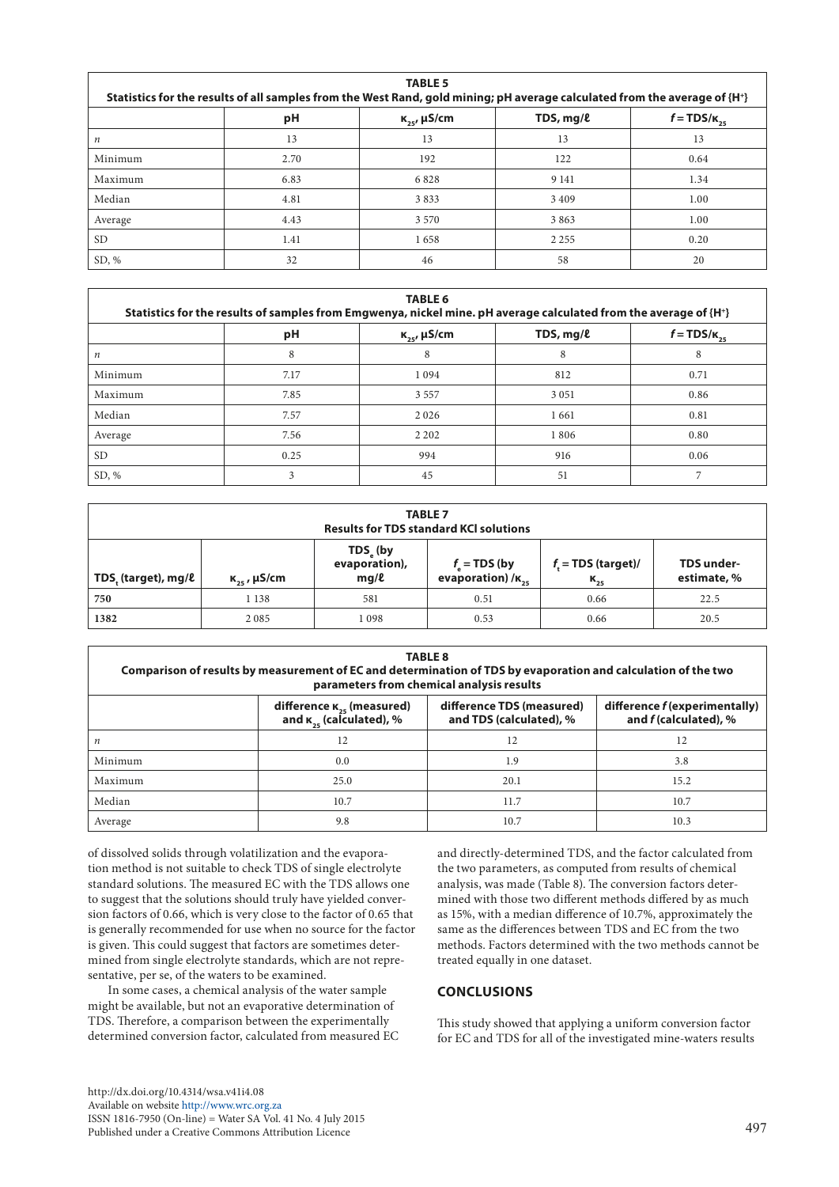**TABLE 5**
**Statistics for the results of all samples from the West Rand, gold mining; pH average calculated from the average of {H⁺}**

| | pH | $\kappa_{25}$, µS/cm | TDS, mg/ℓ | $f = TDS/\kappa_{25}$ |
|---|---|---|---|---|
| *n* | 13 | 13 | 13 | 13 |
| Minimum | 2.70 | 192 | 122 | 0.64 |
| Maximum | 6.83 | 6 828 | 9 141 | 1.34 |
| Median | 4.81 | 3 833 | 3 409 | 1.00 |
| Average | 4.43 | 3 570 | 3 863 | 1.00 |
| SD | 1.41 | 1 658 | 2 255 | 0.20 |
| SD, % | 32 | 46 | 58 | 20 |

**TABLE 6**
**Statistics for the results of samples from Emgwenya, nickel mine. pH average calculated from the average of {H⁺}**

| | pH | $\kappa_{25}$, µS/cm | TDS, mg/ℓ | $f = TDS/\kappa_{25}$ |
|---|---|---|---|---|
| *n* | 8 | 8 | 8 | 8 |
| Minimum | 7.17 | 1 094 | 812 | 0.71 |
| Maximum | 7.85 | 3 557 | 3 051 | 0.86 |
| Median | 7.57 | 2 026 | 1 661 | 0.81 |
| Average | 7.56 | 2 202 | 1 806 | 0.80 |
| SD | 0.25 | 994 | 916 | 0.06 |
| SD, % | 3 | 45 | 51 | 7 |

**TABLE 7**
**Results for TDS standard KCl solutions**

| $TDS_t$ (target), mg/ℓ | $\kappa_{25}$, µS/cm | $TDS_e$ (by evaporation), mg/ℓ | $f_e$ = TDS (by evaporation) /$\kappa_{25}$ | $f_t$ = TDS (target)/ $\kappa_{25}$ | TDS under-estimate, % |
|---|---|---|---|---|---|
| **750** | 1 138 | 581 | 0.51 | 0.66 | 22.5 |
| **1382** | 2 085 | 1 098 | 0.53 | 0.66 | 20.5 |

**TABLE 8**
**Comparison of results by measurement of EC and determination of TDS by evaporation and calculation of the two parameters from chemical analysis results**

| | difference $\kappa_{25}$ (measured) and $\kappa_{25}$ (calculated), % | difference TDS (measured) and TDS (calculated), % | difference *f* (experimentally) and *f* (calculated), % |
|---|---|---|---|
| *n* | 12 | 12 | 12 |
| Minimum | 0.0 | 1.9 | 3.8 |
| Maximum | 25.0 | 20.1 | 15.2 |
| Median | 10.7 | 11.7 | 10.7 |
| Average | 9.8 | 10.7 | 10.3 |

of dissolved solids through volatilization and the evaporation method is not suitable to check TDS of single electrolyte standard solutions. The measured EC with the TDS allows one to suggest that the solutions should truly have yielded conversion factors of 0.66, which is very close to the factor of 0.65 that is generally recommended for use when no source for the factor is given. This could suggest that factors are sometimes determined from single electrolyte standards, which are not representative, per se, of the waters to be examined.

In some cases, a chemical analysis of the water sample might be available, but not an evaporative determination of TDS. Therefore, a comparison between the experimentally determined conversion factor, calculated from measured EC and directly-determined TDS, and the factor calculated from the two parameters, as computed from results of chemical analysis, was made (Table 8). The conversion factors determined with those two different methods differed by as much as 15%, with a median difference of 10.7%, approximately the same as the differences between TDS and EC from the two methods. Factors determined with the two methods cannot be treated equally in one dataset.

## CONCLUSIONS

This study showed that applying a uniform conversion factor for EC and TDS for all of the investigated mine-waters results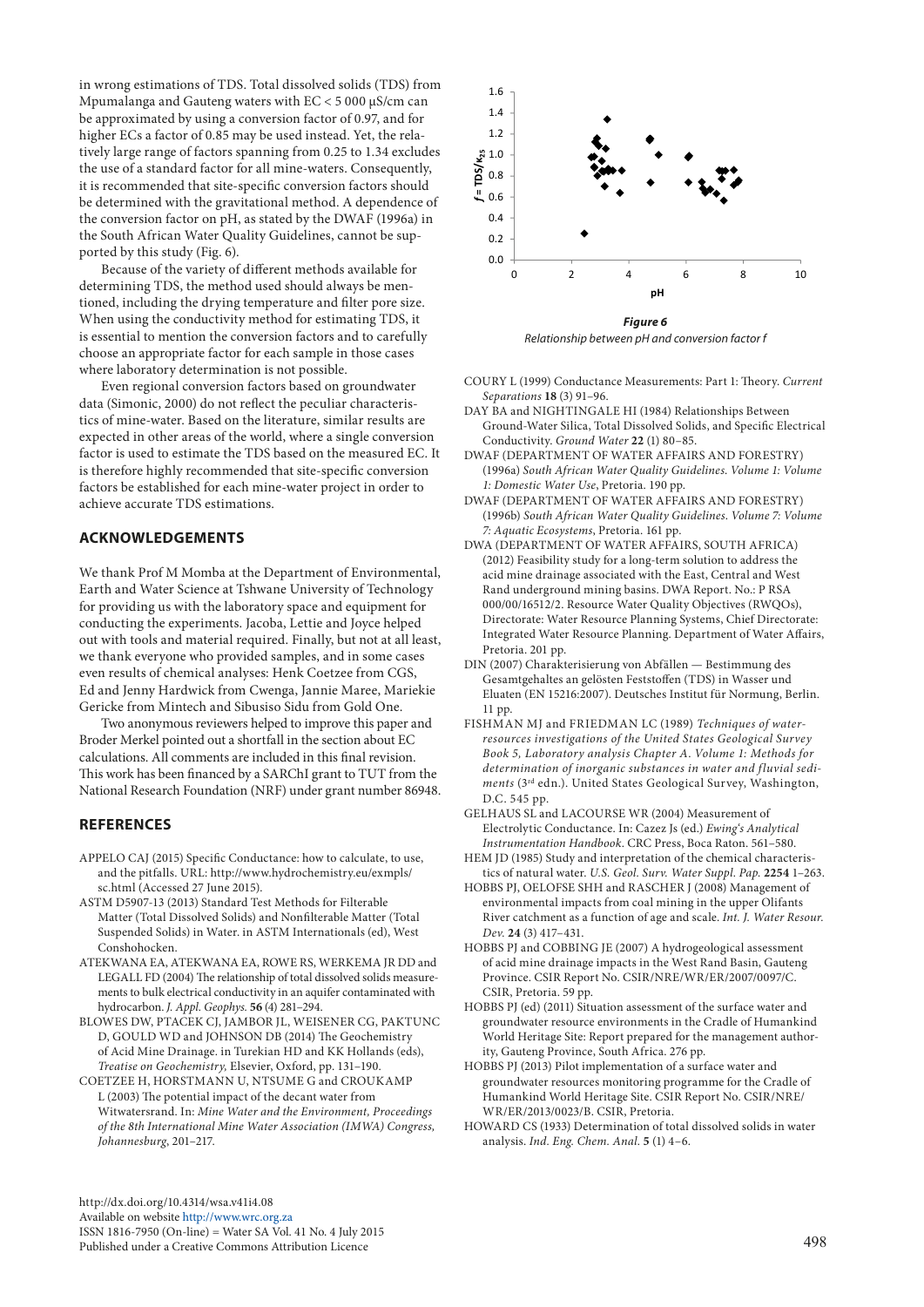in wrong estimations of TDS. Total dissolved solids (TDS) from Mpumalanga and Gauteng waters with EC < 5 000 µS/cm can be approximated by using a conversion factor of 0.97, and for higher ECs a factor of 0.85 may be used instead. Yet, the relatively large range of factors spanning from 0.25 to 1.34 excludes the use of a standard factor for all mine-waters. Consequently, it is recommended that site-specific conversion factors should be determined with the gravitational method. A dependence of the conversion factor on pH, as stated by the DWAF (1996a) in the South African Water Quality Guidelines, cannot be supported by this study (Fig. 6).

Because of the variety of different methods available for determining TDS, the method used should always be mentioned, including the drying temperature and filter pore size. When using the conductivity method for estimating TDS, it is essential to mention the conversion factors and to carefully choose an appropriate factor for each sample in those cases where laboratory determination is not possible.

Even regional conversion factors based on groundwater data (Simonic, 2000) do not reflect the peculiar characteristics of mine-water. Based on the literature, similar results are expected in other areas of the world, where a single conversion factor is used to estimate the TDS based on the measured EC. It is therefore highly recommended that site-specific conversion factors be established for each mine-water project in order to achieve accurate TDS estimations.

***Figure 6***
*Relationship between pH and conversion factor f*

## ACKNOWLEDGEMENTS

We thank Prof M Momba at the Department of Environmental, Earth and Water Science at Tshwane University of Technology for providing us with the laboratory space and equipment for conducting the experiments. Jacoba, Lettie and Joyce helped out with tools and material required. Finally, but not at all least, we thank everyone who provided samples, and in some cases even results of chemical analyses: Henk Coetzee from CGS, Ed and Jenny Hardwick from Cwenga, Jannie Maree, Mariekie Gericke from Mintech and Sibusiso Sidu from Gold One.

Two anonymous reviewers helped to improve this paper and Broder Merkel pointed out a shortfall in the section about EC calculations. All comments are included in this final revision. This work has been financed by a SARChI grant to TUT from the National Research Foundation (NRF) under grant number 86948.

## REFERENCES

APPELO CAJ (2015) Specific Conductance: how to calculate, to use, and the pitfalls. URL: http://www.hydrochemistry.eu/exmpls/sc.html (Accessed 27 June 2015).

ASTM D5907-13 (2013) Standard Test Methods for Filterable Matter (Total Dissolved Solids) and Nonfilterable Matter (Total Suspended Solids) in Water. in ASTM Internationals (ed), West Conshohocken.

ATEKWANA EA, ATEKWANA EA, ROWE RS, WERKEMA JR DD and LEGALL FD (2004) The relationship of total dissolved solids measurements to bulk electrical conductivity in an aquifer contaminated with hydrocarbon. *J. Appl. Geophys.* **56** (4) 281–294.

BLOWES DW, PTACEK CJ, JAMBOR JL, WEISENER CG, PAKTUNC D, GOULD WD and JOHNSON DB (2014) The Geochemistry of Acid Mine Drainage. In: Turekian HD and KK Hollands (eds), *Treatise on Geochemistry,* Elsevier, Oxford, pp. 131–190.

COETZEE H, HORSTMANN U, NTSUME G and CROUKAMP L (2003) The potential impact of the decant water from Witwatersrand. In: *Mine Water and the Environment, Proceedings of the 8th International Mine Water Association (IMWA) Congress, Johannesburg*, 201–217.

COURY L (1999) Conductance Measurements: Part 1: Theory. *Current Separations* **18** (3) 91–96.

DAY BA and NIGHTINGALE HI (1984) Relationships Between Ground-Water Silica, Total Dissolved Solids, and Specific Electrical Conductivity. *Ground Water* **22** (1) 80–85.

DWAF (DEPARTMENT OF WATER AFFAIRS AND FORESTRY) (1996a) *South African Water Quality Guidelines. Volume 1: Volume 1: Domestic Water Use*, Pretoria. 190 pp.

DWAF (DEPARTMENT OF WATER AFFAIRS AND FORESTRY) (1996b) *South African Water Quality Guidelines. Volume 7: Volume 7: Aquatic Ecosystems*, Pretoria. 161 pp.

DWA (DEPARTMENT OF WATER AFFAIRS, SOUTH AFRICA) (2012) Feasibility study for a long-term solution to address the acid mine drainage associated with the East, Central and West Rand underground mining basins. DWA Report. No.: P RSA 000/00/16512/2. Resource Water Quality Objectives (RWQOs), Directorate: Water Resource Planning Systems, Chief Directorate: Integrated Water Resource Planning. Department of Water Affairs, Pretoria. 201 pp.

DIN (2007) Charakterisierung von Abfällen — Bestimmung des Gesamtgehaltes an gelösten Feststoffen (TDS) in Wasser und Eluaten (EN 15216:2007). Deutsches Institut für Normung, Berlin. 11 pp.

FISHMAN MJ and FRIEDMAN LC (1989) *Techniques of water-resources investigations of the United States Geological Survey Book 5, Laboratory analysis Chapter A. Volume 1: Methods for determination of inorganic substances in water and fluvial sediments* (3rd edn.). United States Geological Survey, Washington, D.C. 545 pp.

GELHAUS SL and LACOURSE WR (2004) Measurement of Electrolytic Conductance. In: Cazez Js (ed.) *Ewing's Analytical Instrumentation Handbook*. CRC Press, Boca Raton. 561–580.

HEM JD (1985) Study and interpretation of the chemical characteristics of natural water. *U.S. Geol. Surv. Water Suppl. Pap.* **2254** 1–263.

HOBBS PJ, OELOFSE SHH and RASCHER J (2008) Management of environmental impacts from coal mining in the upper Olifants River catchment as a function of age and scale. *Int. J. Water Resour. Dev.* **24** (3) 417–431.

HOBBS PJ and COBBING JE (2007) A hydrogeological assessment of acid mine drainage impacts in the West Rand Basin, Gauteng Province. CSIR Report No. CSIR/NRE/WR/ER/2007/0097/C. CSIR, Pretoria. 59 pp.

HOBBS PJ (ed) (2011) Situation assessment of the surface water and groundwater resource environments in the Cradle of Humankind World Heritage Site: Report prepared for the management authority, Gauteng Province, South Africa. 276 pp.

HOBBS PJ (2013) Pilot implementation of a surface water and groundwater resources monitoring programme for the Cradle of Humankind World Heritage Site. CSIR Report No. CSIR/NRE/WR/ER/2013/0023/B. CSIR, Pretoria.

HOWARD CS (1933) Determination of total dissolved solids in water analysis. *Ind. Eng. Chem. Anal.* **5** (1) 4–6.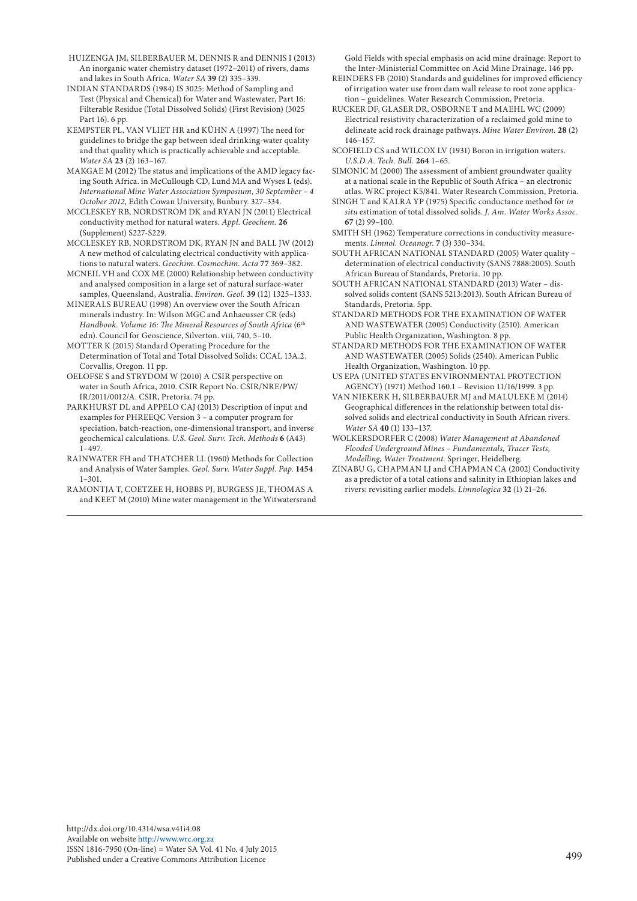HUIZENGA JM, SILBERBAUER M, DENNIS R and DENNIS I (2013) An inorganic water chemistry dataset (1972–2011) of rivers, dams and lakes in South Africa. *Water SA* **39** (2) 335–339.

INDIAN STANDARDS (1984) IS 3025: Method of Sampling and Test (Physical and Chemical) for Water and Wastewater, Part 16: Filterable Residue (Total Dissolved Solids) (First Revision) (3025 Part 16). 6 pp.

KEMPSTER PL, VAN VLIET HR and KÜHN A (1997) The need for guidelines to bridge the gap between ideal drinking-water quality and that quality which is practically achievable and acceptable. *Water SA* **23** (2) 163–167.

MAKGAE M (2012) The status and implications of the AMD legacy facing South Africa. in McCullough CD, Lund MA and Wyses L (eds). *International Mine Water Association Symposium, 30 September – 4 October 2012,* Edith Cowan University, Bunbury. 327–334.

MCCLESKEY RB, NORDSTROM DK and RYAN JN (2011) Electrical conductivity method for natural waters. *Appl. Geochem.* **26** (Supplement) S227-S229.

MCCLESKEY RB, NORDSTROM DK, RYAN JN and BALL JW (2012) A new method of calculating electrical conductivity with applications to natural waters. *Geochim. Cosmochim. Acta* **77** 369–382.

MCNEIL VH and COX ME (2000) Relationship between conductivity and analysed composition in a large set of natural surface-water samples, Queensland, Australia. *Environ. Geol.* **39** (12) 1325–1333.

MINERALS BUREAU (1998) An overview over the South African minerals industry. In: Wilson MGC and Anhaeusser CR (eds) *Handbook. Volume 16: The Mineral Resources of South Africa* (6th edn). Council for Geoscience, Silverton. viii, 740, 5–10.

MOTTER K (2015) Standard Operating Procedure for the Determination of Total and Total Dissolved Solids: CCAL 13A.2. Corvallis, Oregon. 11 pp.

OELOFSE S and STRYDOM W (2010) A CSIR perspective on water in South Africa, 2010. CSIR Report No. CSIR/NRE/PW/IR/2011/0012/A. CSIR, Pretoria. 74 pp.

PARKHURST DL and APPELO CAJ (2013) Description of input and examples for PHREEQC Version 3 – a computer program for speciation, batch-reaction, one-dimensional transport, and inverse geochemical calculations. *U.S. Geol. Surv. Tech. Methods* **6** (A43) 1–497.

RAINWATER FH and THATCHER LL (1960) Methods for Collection and Analysis of Water Samples. *Geol. Surv. Water Suppl. Pap.* **1454** 1–301.

RAMONTJA T, COETZEE H, HOBBS PJ, BURGESS JE, THOMAS A and KEET M (2010) Mine water management in the Witwatersrand Gold Fields with special emphasis on acid mine drainage: Report to the Inter-Ministerial Committee on Acid Mine Drainage. 146 pp.

REINDERS FB (2010) Standards and guidelines for improved efficiency of irrigation water use from dam wall release to root zone application – guidelines. Water Research Commission, Pretoria.

RUCKER DF, GLASER DR, OSBORNE T and MAEHL WC (2009) Electrical resistivity characterization of a reclaimed gold mine to delineate acid rock drainage pathways. *Mine Water Environ.* **28** (2) 146–157.

SCOFIELD CS and WILCOX LV (1931) Boron in irrigation waters. *U.S.D.A. Tech. Bull.* **264** 1–65.

SIMONIC M (2000) The assessment of ambient groundwater quality at a national scale in the Republic of South Africa – an electronic atlas. WRC project K5/841. Water Research Commission, Pretoria.

SINGH T and KALRA YP (1975) Specific conductance method for *in situ* estimation of total dissolved solids. *J. Am. Water Works Assoc.* **67** (2) 99–100.

SMITH SH (1962) Temperature corrections in conductivity measurements. *Limnol. Oceanogr.* **7** (3) 330–334.

SOUTH AFRICAN NATIONAL STANDARD (2005) Water quality – determination of electrical conductivity (SANS 7888:2005). South African Bureau of Standards, Pretoria. 10 pp.

SOUTH AFRICAN NATIONAL STANDARD (2013) Water – dissolved solids content (SANS 5213:2013). South African Bureau of Standards, Pretoria. 5pp.

STANDARD METHODS FOR THE EXAMINATION OF WATER AND WASTEWATER (2005) Conductivity (2510). American Public Health Organization, Washington. 8 pp.

STANDARD METHODS FOR THE EXAMINATION OF WATER AND WASTEWATER (2005) Solids (2540). American Public Health Organization, Washington. 10 pp.

US EPA (UNITED STATES ENVIRONMENTAL PROTECTION AGENCY) (1971) Method 160.1 – Revision 11/16/1999. 3 pp.

VAN NIEKERK H, SILBERBAUER MJ and MALULEKE M (2014) Geographical differences in the relationship between total dissolved solids and electrical conductivity in South African rivers. *Water SA* **40** (1) 133–137.

WOLKERSDORFER C (2008) *Water Management at Abandoned Flooded Underground Mines – Fundamentals, Tracer Tests, Modelling, Water Treatment.* Springer, Heidelberg.

ZINABU G, CHAPMAN LJ and CHAPMAN CA (2002) Conductivity as a predictor of a total cations and salinity in Ethiopian lakes and rivers: revisiting earlier models. *Limnologica* **32** (1) 21–26.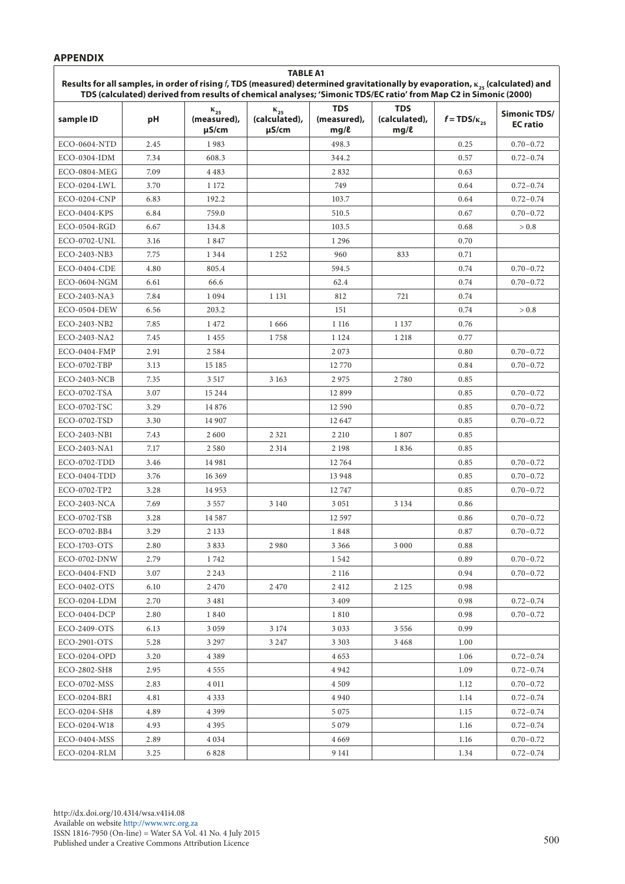## APPENDIX

**TABLE A1**

**Results for all samples, in order of rising *f*, TDS (measured) determined gravitationally by evaporation, $\kappa_{25}$ (calculated) and TDS (calculated) derived from results of chemical analyses; 'Simonic TDS/EC ratio' from Map C2 in Simonic (2000)**

| sample ID | pH | $\kappa_{25}$ (measured), µS/cm | $\kappa_{25}$ (calculated), µS/cm | TDS (measured), mg/ℓ | TDS (calculated), mg/ℓ | $f = TDS/\kappa_{25}$ | Simonic TDS/ EC ratio |
|---|---|---|---|---|---|---|---|
| ECO-0604-NTD | 2.45 | 1 983 | | 498.3 | | 0.25 | 0.70–0.72 |
| ECO-0304-IDM | 7.34 | 608.3 | | 344.2 | | 0.57 | 0.72–0.74 |
| ECO-0804-MEG | 7.09 | 4 483 | | 2 832 | | 0.63 | |
| ECO-0204-LWL | 3.70 | 1 172 | | 749 | | 0.64 | 0.72–0.74 |
| ECO-0204-CNP | 6.83 | 192.2 | | 103.7 | | 0.64 | 0.72–0.74 |
| ECO-0404-KPS | 6.84 | 759.0 | | 510.5 | | 0.67 | 0.70–0.72 |
| ECO-0504-RGD | 6.67 | 134.8 | | 103.5 | | 0.68 | > 0.8 |
| ECO-0702-UNL | 3.16 | 1 847 | | 1 296 | | 0.70 | |
| ECO-2403-NB3 | 7.75 | 1 344 | 1 252 | 960 | 833 | 0.71 | |
| ECO-0404-CDE | 4.80 | 805.4 | | 594.5 | | 0.74 | 0.70–0.72 |
| ECO-0604-NGM | 6.61 | 66.6 | | 62.4 | | 0.74 | 0.70–0.72 |
| ECO-2403-NA3 | 7.84 | 1 094 | 1 131 | 812 | 721 | 0.74 | |
| ECO-0504-DEW | 6.56 | 203.2 | | 151 | | 0.74 | > 0.8 |
| ECO-2403-NB2 | 7.85 | 1 472 | 1 666 | 1 116 | 1 137 | 0.76 | |
| ECO-2403-NA2 | 7.45 | 1 455 | 1 758 | 1 124 | 1 218 | 0.77 | |
| ECO-0404-FMP | 2.91 | 2 584 | | 2 073 | | 0.80 | 0.70–0.72 |
| ECO-0702-TBP | 3.13 | 15 185 | | 12 770 | | 0.84 | 0.70–0.72 |
| ECO-2403-NCB | 7.35 | 3 517 | 3 163 | 2 975 | 2 780 | 0.85 | |
| ECO-0702-TSA | 3.07 | 15 244 | | 12 899 | | 0.85 | 0.70–0.72 |
| ECO-0702-TSC | 3.29 | 14 876 | | 12 590 | | 0.85 | 0.70–0.72 |
| ECO-0702-TSD | 3.30 | 14 907 | | 12 647 | | 0.85 | 0.70–0.72 |
| ECO-2403-NB1 | 7.43 | 2 600 | 2 321 | 2 210 | 1 807 | 0.85 | |
| ECO-2403-NA1 | 7.17 | 2 580 | 2 314 | 2 198 | 1 836 | 0.85 | |
| ECO-0702-TDD | 3.46 | 14 981 | | 12 764 | | 0.85 | 0.70–0.72 |
| ECO-0404-TDD | 3.76 | 16 369 | | 13 948 | | 0.85 | 0.70–0.72 |
| ECO-0702-TP2 | 3.28 | 14 953 | | 12 747 | | 0.85 | 0.70–0.72 |
| ECO-2403-NCA | 7.69 | 3 557 | 3 140 | 3 051 | 3 134 | 0.86 | |
| ECO-0702-TSB | 3.28 | 14 587 | | 12 597 | | 0.86 | 0.70–0.72 |
| ECO-0702-BB4 | 3.29 | 2 133 | | 1 848 | | 0.87 | 0.70–0.72 |
| ECO-1703-OTS | 2.80 | 3 833 | 2 980 | 3 366 | 3 000 | 0.88 | |
| ECO-0702-DNW | 2.79 | 1 742 | | 1 542 | | 0.89 | 0.70–0.72 |
| ECO-0404-FND | 3.07 | 2 243 | | 2 116 | | 0.94 | 0.70–0.72 |
| ECO-0402-OTS | 6.10 | 2 470 | 2 470 | 2 412 | 2 125 | 0.98 | |
| ECO-0204-LDM | 2.70 | 3 481 | | 3 409 | | 0.98 | 0.72–0.74 |
| ECO-0404-DCP | 2.80 | 1 840 | | 1 810 | | 0.98 | 0.70–0.72 |
| ECO-2409-OTS | 6.13 | 3 059 | 3 174 | 3 033 | 3 556 | 0.99 | |
| ECO-2901-OTS | 5.28 | 3 297 | 3 247 | 3 303 | 3 468 | 1.00 | |
| ECO-0204-OPD | 3.20 | 4 389 | | 4 653 | | 1.06 | 0.72–0.74 |
| ECO-2802-SH8 | 2.95 | 4 555 | | 4 942 | | 1.09 | 0.72–0.74 |
| ECO-0702-MSS | 2.83 | 4 011 | | 4 509 | | 1.12 | 0.70–0.72 |
| ECO-0204-BRI | 4.81 | 4 333 | | 4 940 | | 1.14 | 0.72–0.74 |
| ECO-0204-SH8 | 4.89 | 4 399 | | 5 075 | | 1.15 | 0.72–0.74 |
| ECO-0204-W18 | 4.93 | 4 395 | | 5 079 | | 1.16 | 0.72–0.74 |
| ECO-0404-MSS | 2.89 | 4 034 | | 4 669 | | 1.16 | 0.70–0.72 |
| ECO-0204-RLM | 3.25 | 6 828 | | 9 141 | | 1.34 | 0.72–0.74 |